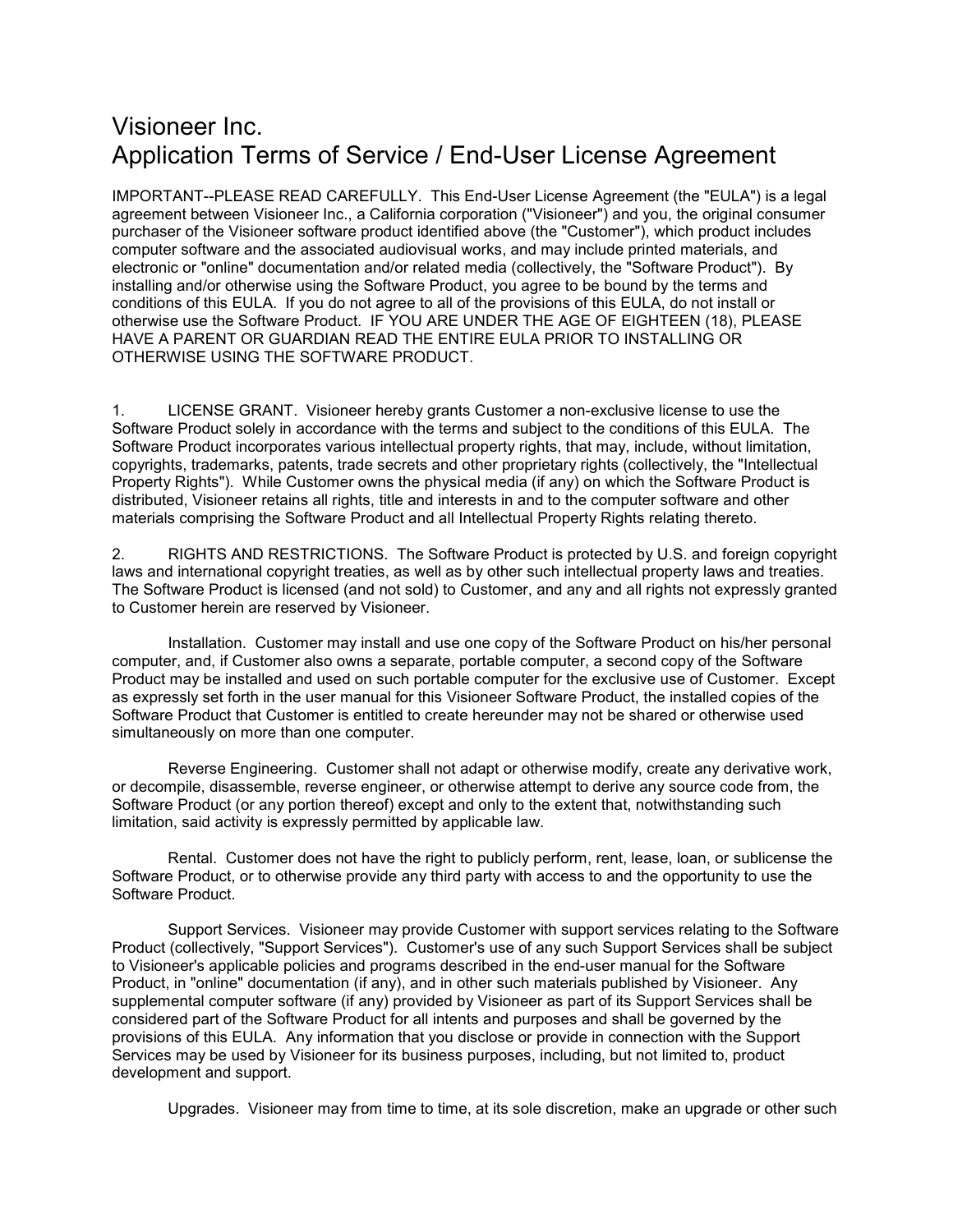# Visioneer Inc.
# Application Terms of Service / End-User License Agreement

IMPORTANT--PLEASE READ CAREFULLY. This End-User License Agreement (the "EULA") is a legal agreement between Visioneer Inc., a California corporation ("Visioneer") and you, the original consumer purchaser of the Visioneer software product identified above (the "Customer"), which product includes computer software and the associated audiovisual works, and may include printed materials, and electronic or "online" documentation and/or related media (collectively, the "Software Product"). By installing and/or otherwise using the Software Product, you agree to be bound by the terms and conditions of this EULA. If you do not agree to all of the provisions of this EULA, do not install or otherwise use the Software Product. IF YOU ARE UNDER THE AGE OF EIGHTEEN (18), PLEASE HAVE A PARENT OR GUARDIAN READ THE ENTIRE EULA PRIOR TO INSTALLING OR OTHERWISE USING THE SOFTWARE PRODUCT.

1. LICENSE GRANT. Visioneer hereby grants Customer a non-exclusive license to use the Software Product solely in accordance with the terms and subject to the conditions of this EULA. The Software Product incorporates various intellectual property rights, that may, include, without limitation, copyrights, trademarks, patents, trade secrets and other proprietary rights (collectively, the "Intellectual Property Rights"). While Customer owns the physical media (if any) on which the Software Product is distributed, Visioneer retains all rights, title and interests in and to the computer software and other materials comprising the Software Product and all Intellectual Property Rights relating thereto.

2. RIGHTS AND RESTRICTIONS. The Software Product is protected by U.S. and foreign copyright laws and international copyright treaties, as well as by other such intellectual property laws and treaties. The Software Product is licensed (and not sold) to Customer, and any and all rights not expressly granted to Customer herein are reserved by Visioneer.

Installation. Customer may install and use one copy of the Software Product on his/her personal computer, and, if Customer also owns a separate, portable computer, a second copy of the Software Product may be installed and used on such portable computer for the exclusive use of Customer. Except as expressly set forth in the user manual for this Visioneer Software Product, the installed copies of the Software Product that Customer is entitled to create hereunder may not be shared or otherwise used simultaneously on more than one computer.

Reverse Engineering. Customer shall not adapt or otherwise modify, create any derivative work, or decompile, disassemble, reverse engineer, or otherwise attempt to derive any source code from, the Software Product (or any portion thereof) except and only to the extent that, notwithstanding such limitation, said activity is expressly permitted by applicable law.

Rental. Customer does not have the right to publicly perform, rent, lease, loan, or sublicense the Software Product, or to otherwise provide any third party with access to and the opportunity to use the Software Product.

Support Services. Visioneer may provide Customer with support services relating to the Software Product (collectively, "Support Services"). Customer's use of any such Support Services shall be subject to Visioneer's applicable policies and programs described in the end-user manual for the Software Product, in "online" documentation (if any), and in other such materials published by Visioneer. Any supplemental computer software (if any) provided by Visioneer as part of its Support Services shall be considered part of the Software Product for all intents and purposes and shall be governed by the provisions of this EULA. Any information that you disclose or provide in connection with the Support Services may be used by Visioneer for its business purposes, including, but not limited to, product development and support.

Upgrades. Visioneer may from time to time, at its sole discretion, make an upgrade or other such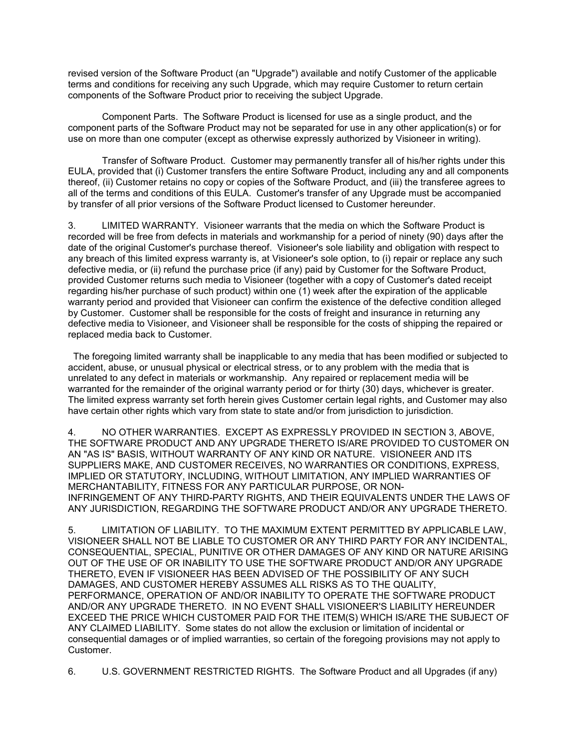revised version of the Software Product (an "Upgrade") available and notify Customer of the applicable terms and conditions for receiving any such Upgrade, which may require Customer to return certain components of the Software Product prior to receiving the subject Upgrade.

Component Parts. The Software Product is licensed for use as a single product, and the component parts of the Software Product may not be separated for use in any other application(s) or for use on more than one computer (except as otherwise expressly authorized by Visioneer in writing).

Transfer of Software Product. Customer may permanently transfer all of his/her rights under this EULA, provided that (i) Customer transfers the entire Software Product, including any and all components thereof, (ii) Customer retains no copy or copies of the Software Product, and (iii) the transferee agrees to all of the terms and conditions of this EULA. Customer's transfer of any Upgrade must be accompanied by transfer of all prior versions of the Software Product licensed to Customer hereunder.

3. LIMITED WARRANTY. Visioneer warrants that the media on which the Software Product is recorded will be free from defects in materials and workmanship for a period of ninety (90) days after the date of the original Customer's purchase thereof. Visioneer's sole liability and obligation with respect to any breach of this limited express warranty is, at Visioneer's sole option, to (i) repair or replace any such defective media, or (ii) refund the purchase price (if any) paid by Customer for the Software Product, provided Customer returns such media to Visioneer (together with a copy of Customer's dated receipt regarding his/her purchase of such product) within one (1) week after the expiration of the applicable warranty period and provided that Visioneer can confirm the existence of the defective condition alleged by Customer. Customer shall be responsible for the costs of freight and insurance in returning any defective media to Visioneer, and Visioneer shall be responsible for the costs of shipping the repaired or replaced media back to Customer.

The foregoing limited warranty shall be inapplicable to any media that has been modified or subjected to accident, abuse, or unusual physical or electrical stress, or to any problem with the media that is unrelated to any defect in materials or workmanship. Any repaired or replacement media will be warranted for the remainder of the original warranty period or for thirty (30) days, whichever is greater. The limited express warranty set forth herein gives Customer certain legal rights, and Customer may also have certain other rights which vary from state to state and/or from jurisdiction to jurisdiction.

4. NO OTHER WARRANTIES. EXCEPT AS EXPRESSLY PROVIDED IN SECTION 3, ABOVE, THE SOFTWARE PRODUCT AND ANY UPGRADE THERETO IS/ARE PROVIDED TO CUSTOMER ON AN "AS IS" BASIS, WITHOUT WARRANTY OF ANY KIND OR NATURE. VISIONEER AND ITS SUPPLIERS MAKE, AND CUSTOMER RECEIVES, NO WARRANTIES OR CONDITIONS, EXPRESS, IMPLIED OR STATUTORY, INCLUDING, WITHOUT LIMITATION, ANY IMPLIED WARRANTIES OF MERCHANTABILITY, FITNESS FOR ANY PARTICULAR PURPOSE, OR NON-INFRINGEMENT OF ANY THIRD-PARTY RIGHTS, AND THEIR EQUIVALENTS UNDER THE LAWS OF ANY JURISDICTION, REGARDING THE SOFTWARE PRODUCT AND/OR ANY UPGRADE THERETO.

5. LIMITATION OF LIABILITY. TO THE MAXIMUM EXTENT PERMITTED BY APPLICABLE LAW, VISIONEER SHALL NOT BE LIABLE TO CUSTOMER OR ANY THIRD PARTY FOR ANY INCIDENTAL, CONSEQUENTIAL, SPECIAL, PUNITIVE OR OTHER DAMAGES OF ANY KIND OR NATURE ARISING OUT OF THE USE OF OR INABILITY TO USE THE SOFTWARE PRODUCT AND/OR ANY UPGRADE THERETO, EVEN IF VISIONEER HAS BEEN ADVISED OF THE POSSIBILITY OF ANY SUCH DAMAGES, AND CUSTOMER HEREBY ASSUMES ALL RISKS AS TO THE QUALITY, PERFORMANCE, OPERATION OF AND/OR INABILITY TO OPERATE THE SOFTWARE PRODUCT AND/OR ANY UPGRADE THERETO. IN NO EVENT SHALL VISIONEER'S LIABILITY HEREUNDER EXCEED THE PRICE WHICH CUSTOMER PAID FOR THE ITEM(S) WHICH IS/ARE THE SUBJECT OF ANY CLAIMED LIABILITY. Some states do not allow the exclusion or limitation of incidental or consequential damages or of implied warranties, so certain of the foregoing provisions may not apply to Customer.

6. U.S. GOVERNMENT RESTRICTED RIGHTS. The Software Product and all Upgrades (if any)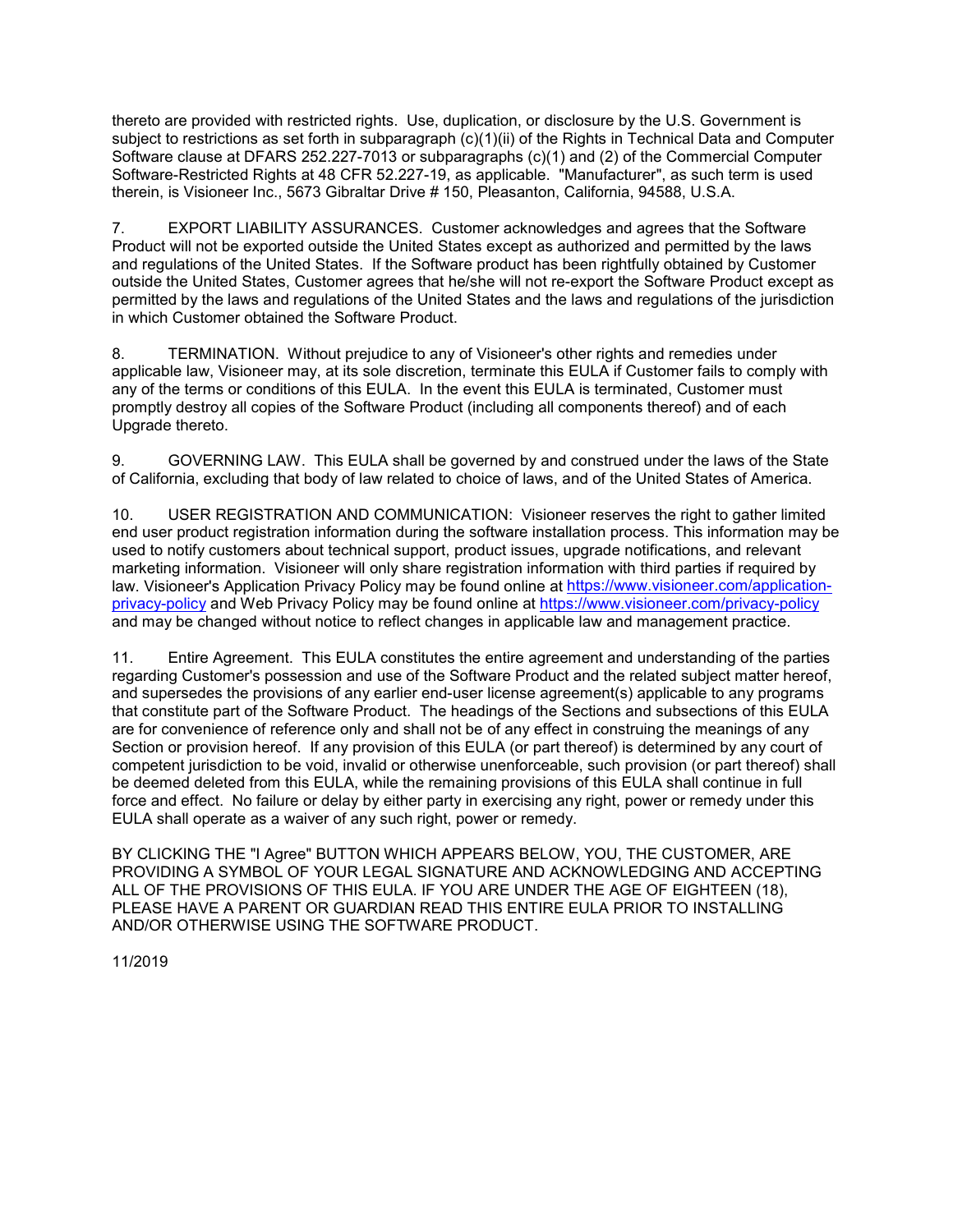thereto are provided with restricted rights. Use, duplication, or disclosure by the U.S. Government is subject to restrictions as set forth in subparagraph (c)(1)(ii) of the Rights in Technical Data and Computer Software clause at DFARS 252.227-7013 or subparagraphs (c)(1) and (2) of the Commercial Computer Software-Restricted Rights at 48 CFR 52.227-19, as applicable. "Manufacturer", as such term is used therein, is Visioneer Inc., 5673 Gibraltar Drive # 150, Pleasanton, California, 94588, U.S.A.

7. EXPORT LIABILITY ASSURANCES. Customer acknowledges and agrees that the Software Product will not be exported outside the United States except as authorized and permitted by the laws and regulations of the United States. If the Software product has been rightfully obtained by Customer outside the United States, Customer agrees that he/she will not re-export the Software Product except as permitted by the laws and regulations of the United States and the laws and regulations of the jurisdiction in which Customer obtained the Software Product.

8. TERMINATION. Without prejudice to any of Visioneer's other rights and remedies under applicable law, Visioneer may, at its sole discretion, terminate this EULA if Customer fails to comply with any of the terms or conditions of this EULA. In the event this EULA is terminated, Customer must promptly destroy all copies of the Software Product (including all components thereof) and of each Upgrade thereto.

9. GOVERNING LAW. This EULA shall be governed by and construed under the laws of the State of California, excluding that body of law related to choice of laws, and of the United States of America.

10. USER REGISTRATION AND COMMUNICATION: Visioneer reserves the right to gather limited end user product registration information during the software installation process. This information may be used to notify customers about technical support, product issues, upgrade notifications, and relevant marketing information. Visioneer will only share registration information with third parties if required by law. Visioneer's Application Privacy Policy may be found online at [https://www.visioneer.com/application-privacy-policy](https://www.visioneer.com/application-privacy-policy) and Web Privacy Policy may be found online at [https://www.visioneer.com/privacy-policy](https://www.visioneer.com/privacy-policy) and may be changed without notice to reflect changes in applicable law and management practice.

11. Entire Agreement. This EULA constitutes the entire agreement and understanding of the parties regarding Customer's possession and use of the Software Product and the related subject matter hereof, and supersedes the provisions of any earlier end-user license agreement(s) applicable to any programs that constitute part of the Software Product. The headings of the Sections and subsections of this EULA are for convenience of reference only and shall not be of any effect in construing the meanings of any Section or provision hereof. If any provision of this EULA (or part thereof) is determined by any court of competent jurisdiction to be void, invalid or otherwise unenforceable, such provision (or part thereof) shall be deemed deleted from this EULA, while the remaining provisions of this EULA shall continue in full force and effect. No failure or delay by either party in exercising any right, power or remedy under this EULA shall operate as a waiver of any such right, power or remedy.

BY CLICKING THE "I Agree" BUTTON WHICH APPEARS BELOW, YOU, THE CUSTOMER, ARE PROVIDING A SYMBOL OF YOUR LEGAL SIGNATURE AND ACKNOWLEDGING AND ACCEPTING ALL OF THE PROVISIONS OF THIS EULA. IF YOU ARE UNDER THE AGE OF EIGHTEEN (18), PLEASE HAVE A PARENT OR GUARDIAN READ THIS ENTIRE EULA PRIOR TO INSTALLING AND/OR OTHERWISE USING THE SOFTWARE PRODUCT.

11/2019